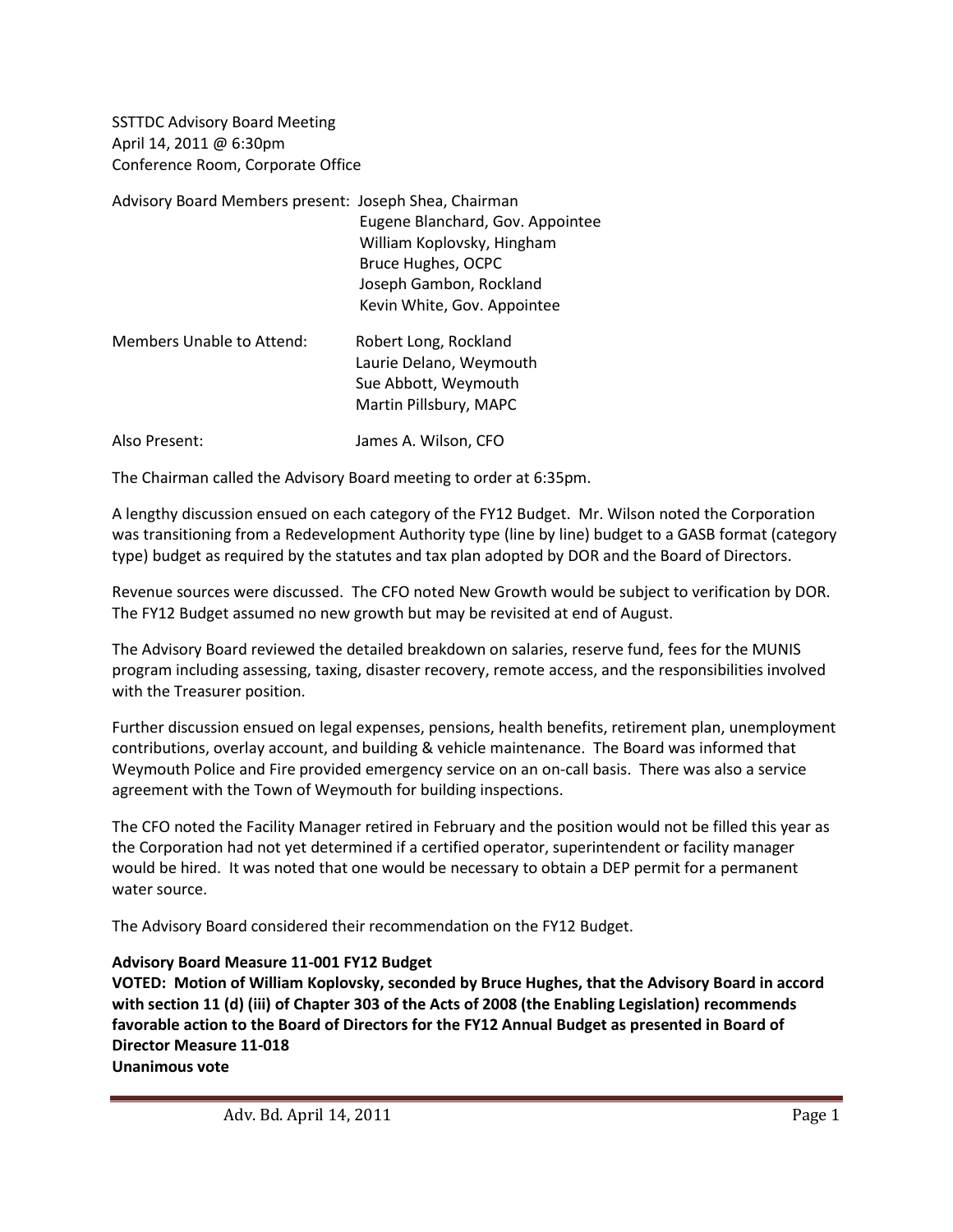SSTTDC Advisory Board Meeting
April 14, 2011 @ 6:30pm
Conference Room, Corporate Office

Advisory Board Members present: Joseph Shea, Chairman
Eugene Blanchard, Gov. Appointee
William Koplovsky, Hingham
Bruce Hughes, OCPC
Joseph Gambon, Rockland
Kevin White, Gov. Appointee

Members Unable to Attend: Robert Long, Rockland
Laurie Delano, Weymouth
Sue Abbott, Weymouth
Martin Pillsbury, MAPC

Also Present: James A. Wilson, CFO

The Chairman called the Advisory Board meeting to order at 6:35pm.

A lengthy discussion ensued on each category of the FY12 Budget. Mr. Wilson noted the Corporation was transitioning from a Redevelopment Authority type (line by line) budget to a GASB format (category type) budget as required by the statutes and tax plan adopted by DOR and the Board of Directors.

Revenue sources were discussed. The CFO noted New Growth would be subject to verification by DOR. The FY12 Budget assumed no new growth but may be revisited at end of August.

The Advisory Board reviewed the detailed breakdown on salaries, reserve fund, fees for the MUNIS program including assessing, taxing, disaster recovery, remote access, and the responsibilities involved with the Treasurer position.

Further discussion ensued on legal expenses, pensions, health benefits, retirement plan, unemployment contributions, overlay account, and building & vehicle maintenance. The Board was informed that Weymouth Police and Fire provided emergency service on an on-call basis. There was also a service agreement with the Town of Weymouth for building inspections.

The CFO noted the Facility Manager retired in February and the position would not be filled this year as the Corporation had not yet determined if a certified operator, superintendent or facility manager would be hired. It was noted that one would be necessary to obtain a DEP permit for a permanent water source.

The Advisory Board considered their recommendation on the FY12 Budget.

**Advisory Board Measure 11-001 FY12 Budget**
**VOTED: Motion of William Koplovsky, seconded by Bruce Hughes, that the Advisory Board in accord with section 11 (d) (iii) of Chapter 303 of the Acts of 2008 (the Enabling Legislation) recommends favorable action to the Board of Directors for the FY12 Annual Budget as presented in Board of Director Measure 11-018**
**Unanimous vote**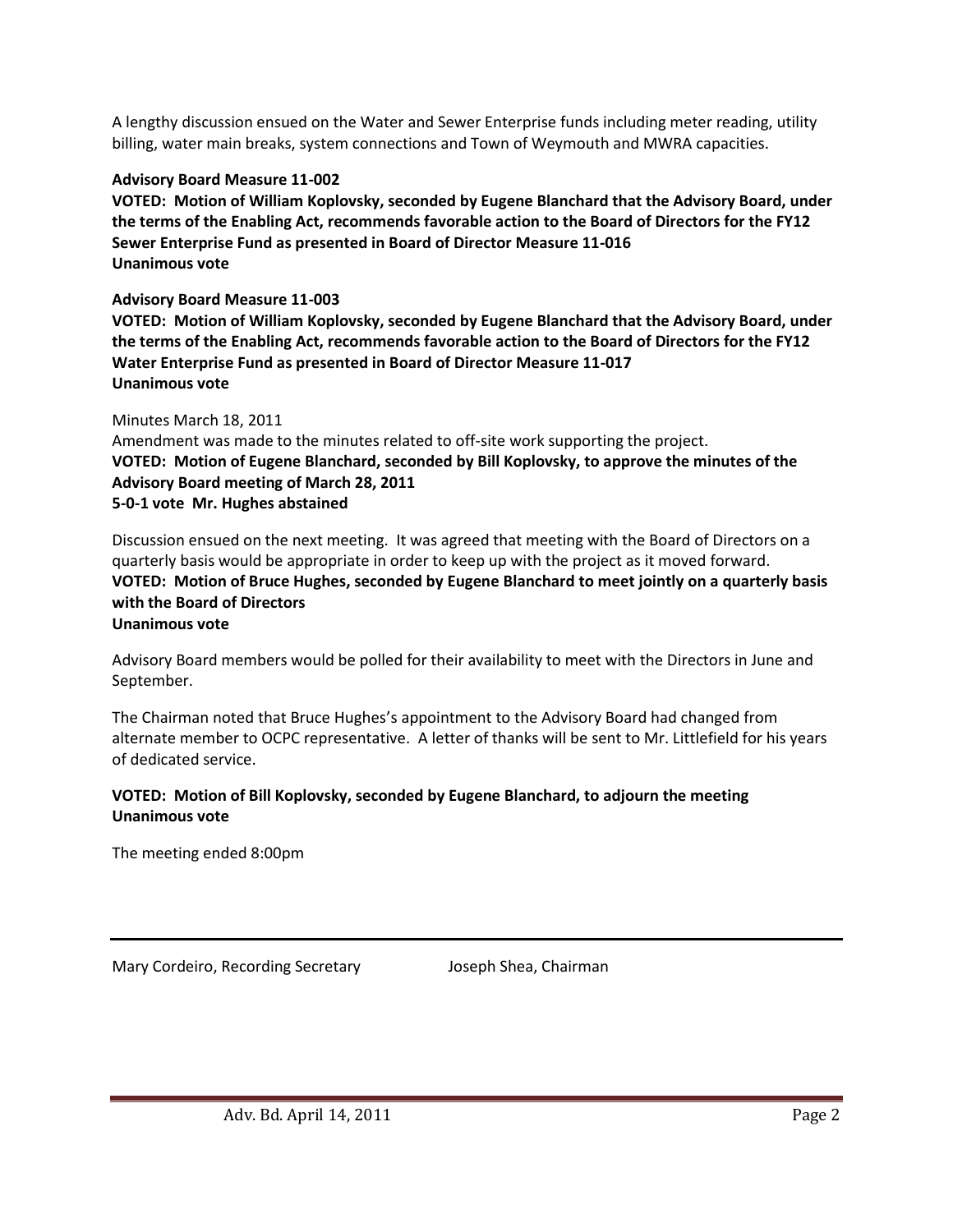A lengthy discussion ensued on the Water and Sewer Enterprise funds including meter reading, utility billing, water main breaks, system connections and Town of Weymouth and MWRA capacities.

**Advisory Board Measure 11-002**
**VOTED: Motion of William Koplovsky, seconded by Eugene Blanchard that the Advisory Board, under the terms of the Enabling Act, recommends favorable action to the Board of Directors for the FY12 Sewer Enterprise Fund as presented in Board of Director Measure 11-016**
**Unanimous vote**

**Advisory Board Measure 11-003**
**VOTED: Motion of William Koplovsky, seconded by Eugene Blanchard that the Advisory Board, under the terms of the Enabling Act, recommends favorable action to the Board of Directors for the FY12 Water Enterprise Fund as presented in Board of Director Measure 11-017**
**Unanimous vote**

Minutes March 18, 2011
Amendment was made to the minutes related to off-site work supporting the project.
**VOTED: Motion of Eugene Blanchard, seconded by Bill Koplovsky, to approve the minutes of the Advisory Board meeting of March 28, 2011**
**5-0-1 vote Mr. Hughes abstained**

Discussion ensued on the next meeting. It was agreed that meeting with the Board of Directors on a quarterly basis would be appropriate in order to keep up with the project as it moved forward.
**VOTED: Motion of Bruce Hughes, seconded by Eugene Blanchard to meet jointly on a quarterly basis with the Board of Directors**
**Unanimous vote**

Advisory Board members would be polled for their availability to meet with the Directors in June and September.

The Chairman noted that Bruce Hughes's appointment to the Advisory Board had changed from alternate member to OCPC representative. A letter of thanks will be sent to Mr. Littlefield for his years of dedicated service.

**VOTED: Motion of Bill Koplovsky, seconded by Eugene Blanchard, to adjourn the meeting**
**Unanimous vote**

The meeting ended 8:00pm

---

Mary Cordeiro, Recording Secretary　　　　Joseph Shea, Chairman